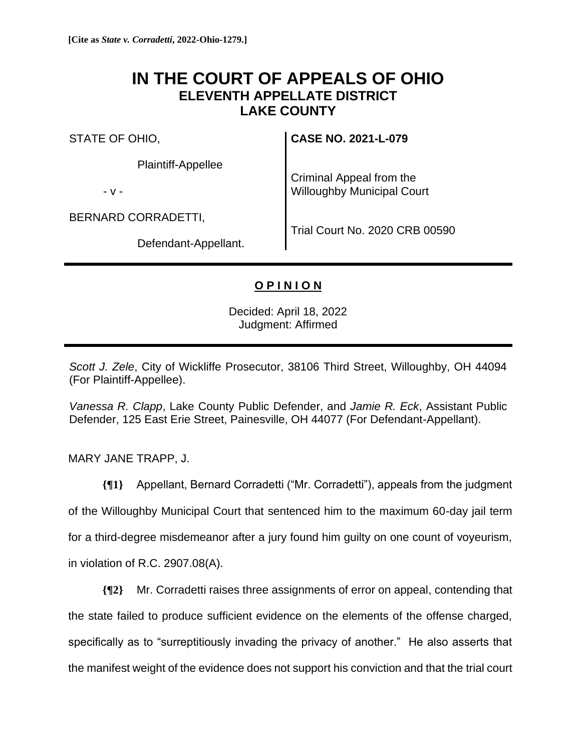**[Cite as *State v. Corradetti*, 2022-Ohio-1279.]**

# IN THE COURT OF APPEALS OF OHIO
## ELEVENTH APPELLATE DISTRICT
## LAKE COUNTY

| | |
|---|---|
| STATE OF OHIO, | **CASE NO. 2021-L-079** |
| Plaintiff-Appellee | |
| - v - | Criminal Appeal from the Willoughby Municipal Court |
| BERNARD CORRADETTI, | |
| Defendant-Appellant. | Trial Court No. 2020 CRB 00590 |

---

**O P I N I O N**

Decided: April 18, 2022
Judgment: Affirmed

---

*Scott J. Zele*, City of Wickliffe Prosecutor, 38106 Third Street, Willoughby, OH 44094 (For Plaintiff-Appellee).

*Vanessa R. Clapp*, Lake County Public Defender, and *Jamie R. Eck*, Assistant Public Defender, 125 East Erie Street, Painesville, OH 44077 (For Defendant-Appellant).

MARY JANE TRAPP, J.

**{¶1}** Appellant, Bernard Corradetti ("Mr. Corradetti"), appeals from the judgment of the Willoughby Municipal Court that sentenced him to the maximum 60-day jail term for a third-degree misdemeanor after a jury found him guilty on one count of voyeurism, in violation of R.C. 2907.08(A).

**{¶2}** Mr. Corradetti raises three assignments of error on appeal, contending that the state failed to produce sufficient evidence on the elements of the offense charged, specifically as to "surreptitiously invading the privacy of another." He also asserts that the manifest weight of the evidence does not support his conviction and that the trial court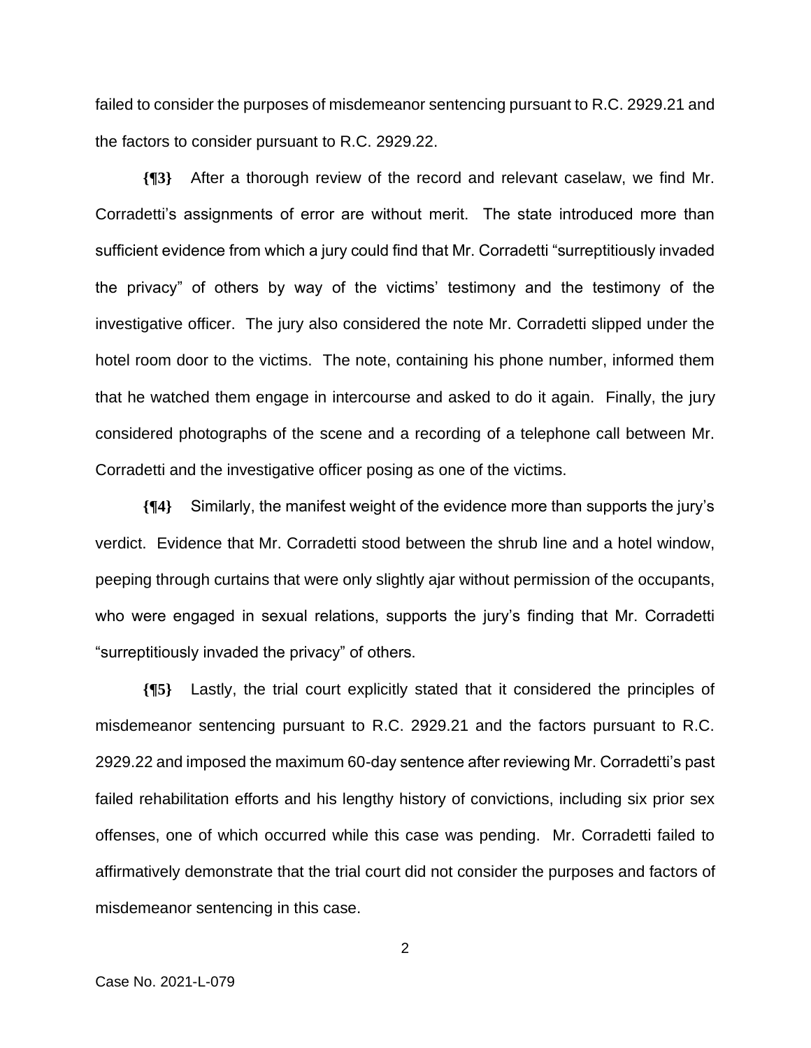failed to consider the purposes of misdemeanor sentencing pursuant to R.C. 2929.21 and the factors to consider pursuant to R.C. 2929.22.

**{¶3}** After a thorough review of the record and relevant caselaw, we find Mr. Corradetti's assignments of error are without merit. The state introduced more than sufficient evidence from which a jury could find that Mr. Corradetti "surreptitiously invaded the privacy" of others by way of the victims' testimony and the testimony of the investigative officer. The jury also considered the note Mr. Corradetti slipped under the hotel room door to the victims. The note, containing his phone number, informed them that he watched them engage in intercourse and asked to do it again. Finally, the jury considered photographs of the scene and a recording of a telephone call between Mr. Corradetti and the investigative officer posing as one of the victims.

**{¶4}** Similarly, the manifest weight of the evidence more than supports the jury's verdict. Evidence that Mr. Corradetti stood between the shrub line and a hotel window, peeping through curtains that were only slightly ajar without permission of the occupants, who were engaged in sexual relations, supports the jury's finding that Mr. Corradetti "surreptitiously invaded the privacy" of others.

**{¶5}** Lastly, the trial court explicitly stated that it considered the principles of misdemeanor sentencing pursuant to R.C. 2929.21 and the factors pursuant to R.C. 2929.22 and imposed the maximum 60-day sentence after reviewing Mr. Corradetti's past failed rehabilitation efforts and his lengthy history of convictions, including six prior sex offenses, one of which occurred while this case was pending. Mr. Corradetti failed to affirmatively demonstrate that the trial court did not consider the purposes and factors of misdemeanor sentencing in this case.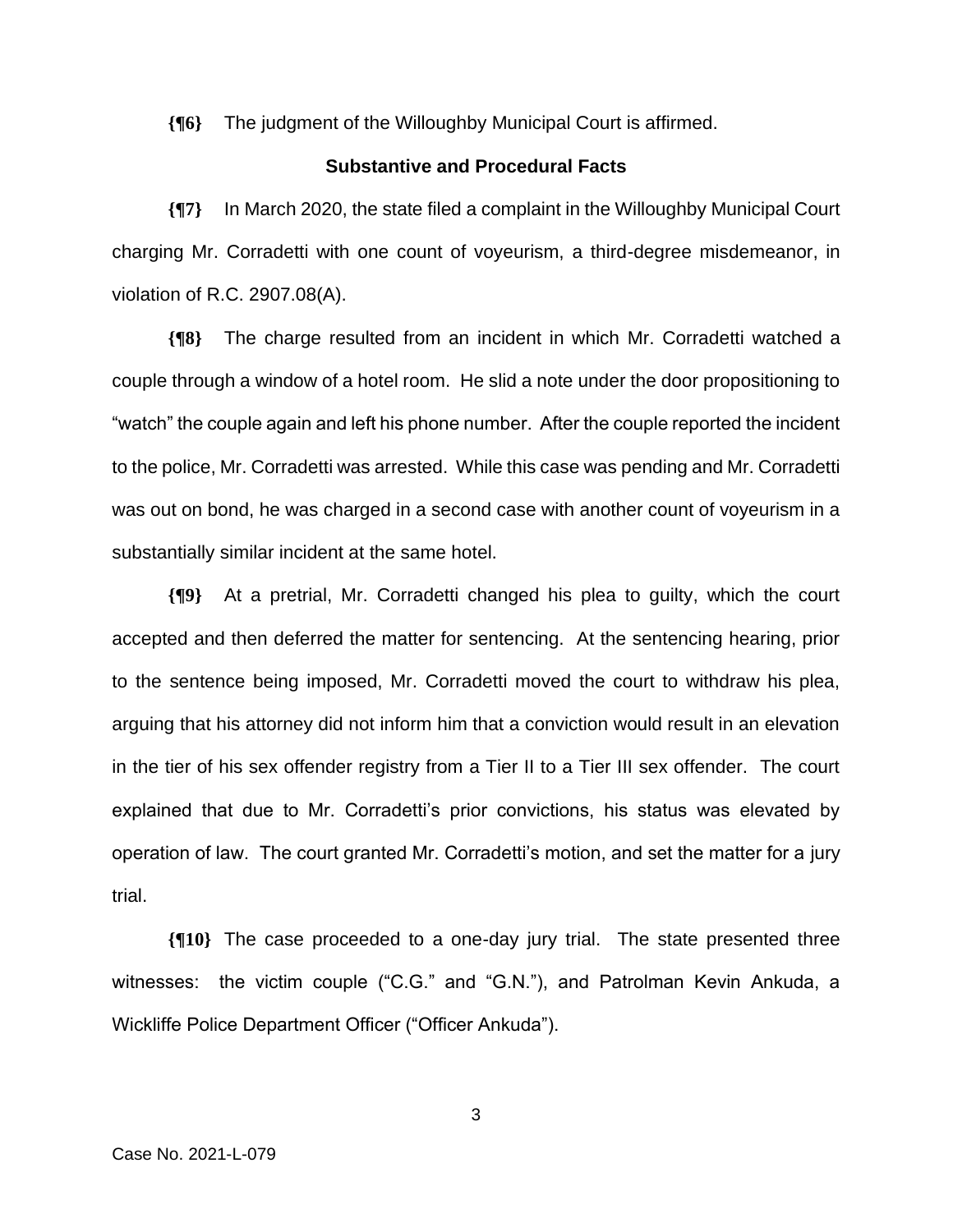**{¶6}** The judgment of the Willoughby Municipal Court is affirmed.

## Substantive and Procedural Facts

**{¶7}** In March 2020, the state filed a complaint in the Willoughby Municipal Court charging Mr. Corradetti with one count of voyeurism, a third-degree misdemeanor, in violation of R.C. 2907.08(A).

**{¶8}** The charge resulted from an incident in which Mr. Corradetti watched a couple through a window of a hotel room. He slid a note under the door propositioning to "watch" the couple again and left his phone number. After the couple reported the incident to the police, Mr. Corradetti was arrested. While this case was pending and Mr. Corradetti was out on bond, he was charged in a second case with another count of voyeurism in a substantially similar incident at the same hotel.

**{¶9}** At a pretrial, Mr. Corradetti changed his plea to guilty, which the court accepted and then deferred the matter for sentencing. At the sentencing hearing, prior to the sentence being imposed, Mr. Corradetti moved the court to withdraw his plea, arguing that his attorney did not inform him that a conviction would result in an elevation in the tier of his sex offender registry from a Tier II to a Tier III sex offender. The court explained that due to Mr. Corradetti's prior convictions, his status was elevated by operation of law. The court granted Mr. Corradetti's motion, and set the matter for a jury trial.

**{¶10}** The case proceeded to a one-day jury trial. The state presented three witnesses: the victim couple ("C.G." and "G.N."), and Patrolman Kevin Ankuda, a Wickliffe Police Department Officer ("Officer Ankuda").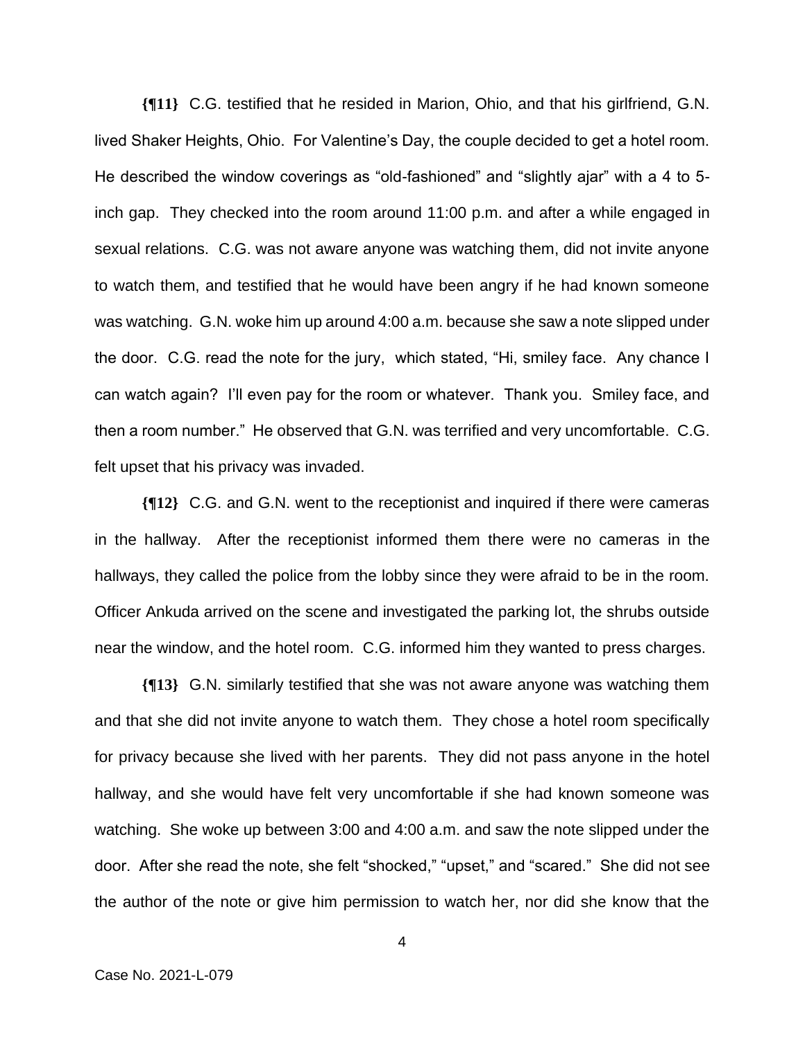**{¶11}** C.G. testified that he resided in Marion, Ohio, and that his girlfriend, G.N. lived Shaker Heights, Ohio. For Valentine's Day, the couple decided to get a hotel room. He described the window coverings as "old-fashioned" and "slightly ajar" with a 4 to 5-inch gap. They checked into the room around 11:00 p.m. and after a while engaged in sexual relations. C.G. was not aware anyone was watching them, did not invite anyone to watch them, and testified that he would have been angry if he had known someone was watching. G.N. woke him up around 4:00 a.m. because she saw a note slipped under the door. C.G. read the note for the jury, which stated, "Hi, smiley face. Any chance I can watch again? I'll even pay for the room or whatever. Thank you. Smiley face, and then a room number." He observed that G.N. was terrified and very uncomfortable. C.G. felt upset that his privacy was invaded.

**{¶12}** C.G. and G.N. went to the receptionist and inquired if there were cameras in the hallway. After the receptionist informed them there were no cameras in the hallways, they called the police from the lobby since they were afraid to be in the room. Officer Ankuda arrived on the scene and investigated the parking lot, the shrubs outside near the window, and the hotel room. C.G. informed him they wanted to press charges.

**{¶13}** G.N. similarly testified that she was not aware anyone was watching them and that she did not invite anyone to watch them. They chose a hotel room specifically for privacy because she lived with her parents. They did not pass anyone in the hotel hallway, and she would have felt very uncomfortable if she had known someone was watching. She woke up between 3:00 and 4:00 a.m. and saw the note slipped under the door. After she read the note, she felt "shocked," "upset," and "scared." She did not see the author of the note or give him permission to watch her, nor did she know that the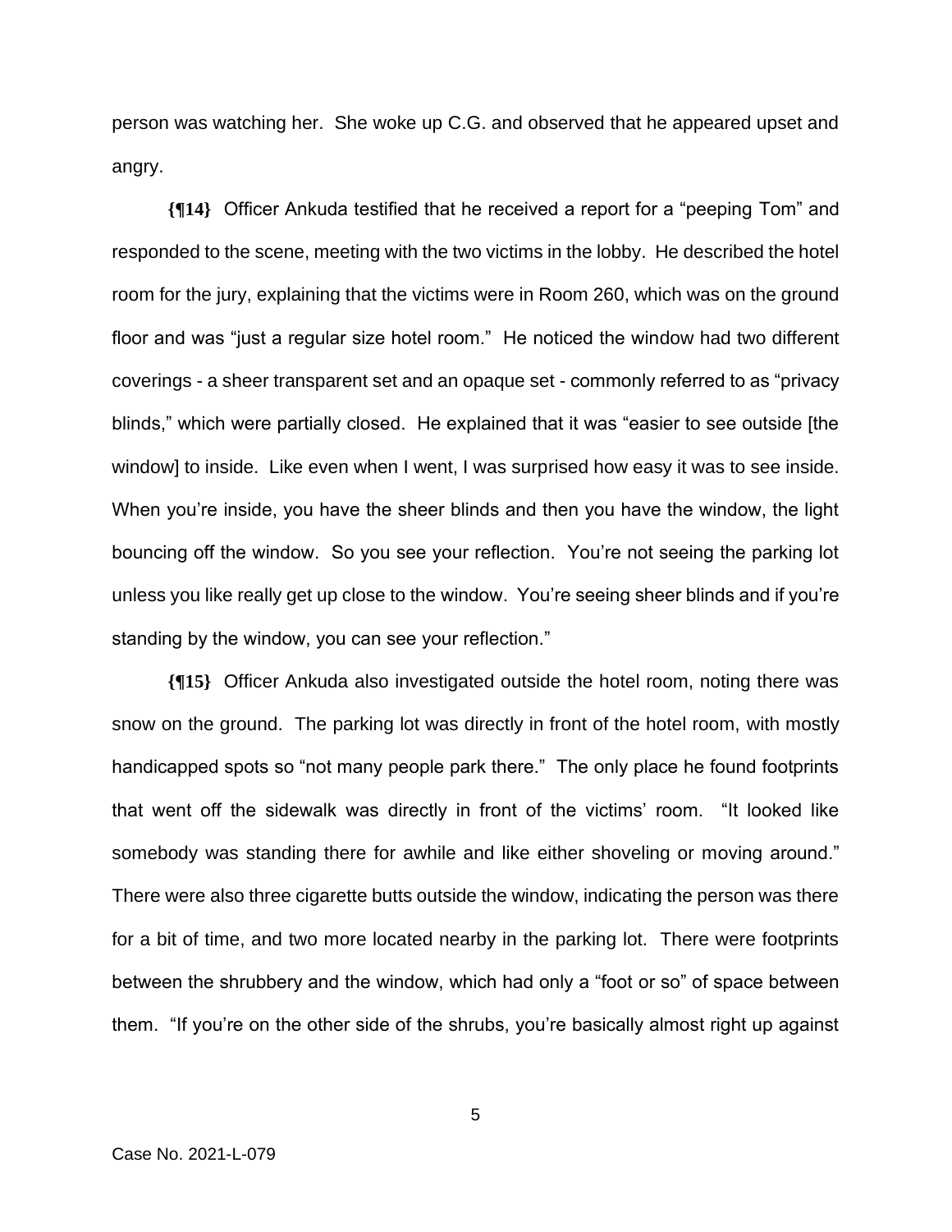person was watching her. She woke up C.G. and observed that he appeared upset and angry.

**{¶14}** Officer Ankuda testified that he received a report for a "peeping Tom" and responded to the scene, meeting with the two victims in the lobby. He described the hotel room for the jury, explaining that the victims were in Room 260, which was on the ground floor and was "just a regular size hotel room." He noticed the window had two different coverings - a sheer transparent set and an opaque set - commonly referred to as "privacy blinds," which were partially closed. He explained that it was "easier to see outside [the window] to inside. Like even when I went, I was surprised how easy it was to see inside. When you're inside, you have the sheer blinds and then you have the window, the light bouncing off the window. So you see your reflection. You're not seeing the parking lot unless you like really get up close to the window. You're seeing sheer blinds and if you're standing by the window, you can see your reflection."

**{¶15}** Officer Ankuda also investigated outside the hotel room, noting there was snow on the ground. The parking lot was directly in front of the hotel room, with mostly handicapped spots so "not many people park there." The only place he found footprints that went off the sidewalk was directly in front of the victims' room. "It looked like somebody was standing there for awhile and like either shoveling or moving around." There were also three cigarette butts outside the window, indicating the person was there for a bit of time, and two more located nearby in the parking lot. There were footprints between the shrubbery and the window, which had only a "foot or so" of space between them. "If you're on the other side of the shrubs, you're basically almost right up against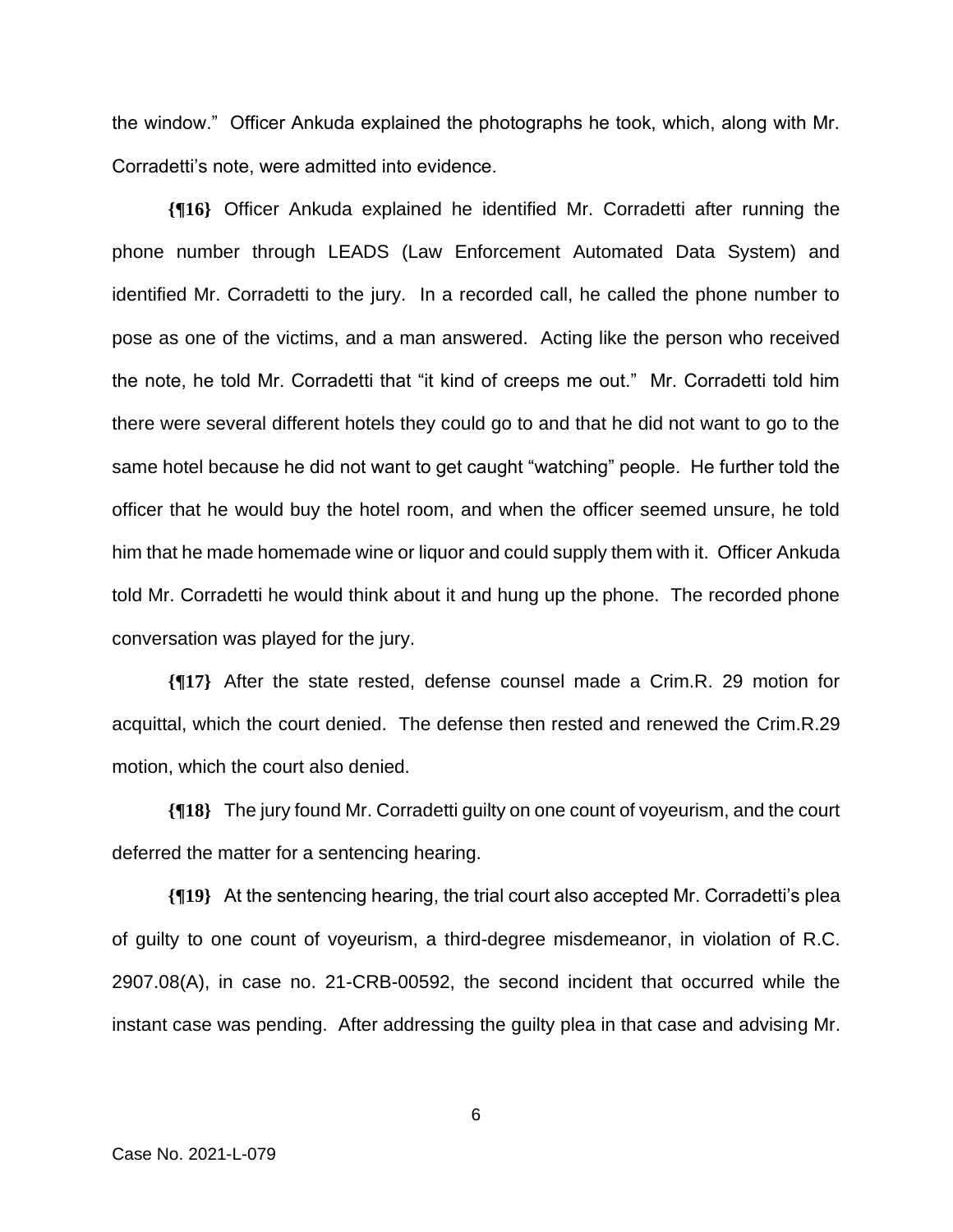the window." Officer Ankuda explained the photographs he took, which, along with Mr. Corradetti's note, were admitted into evidence.

**{¶16}** Officer Ankuda explained he identified Mr. Corradetti after running the phone number through LEADS (Law Enforcement Automated Data System) and identified Mr. Corradetti to the jury. In a recorded call, he called the phone number to pose as one of the victims, and a man answered. Acting like the person who received the note, he told Mr. Corradetti that "it kind of creeps me out." Mr. Corradetti told him there were several different hotels they could go to and that he did not want to go to the same hotel because he did not want to get caught "watching" people. He further told the officer that he would buy the hotel room, and when the officer seemed unsure, he told him that he made homemade wine or liquor and could supply them with it. Officer Ankuda told Mr. Corradetti he would think about it and hung up the phone. The recorded phone conversation was played for the jury.

**{¶17}** After the state rested, defense counsel made a Crim.R. 29 motion for acquittal, which the court denied. The defense then rested and renewed the Crim.R.29 motion, which the court also denied.

**{¶18}** The jury found Mr. Corradetti guilty on one count of voyeurism, and the court deferred the matter for a sentencing hearing.

**{¶19}** At the sentencing hearing, the trial court also accepted Mr. Corradetti's plea of guilty to one count of voyeurism, a third-degree misdemeanor, in violation of R.C. 2907.08(A), in case no. 21-CRB-00592, the second incident that occurred while the instant case was pending. After addressing the guilty plea in that case and advising Mr.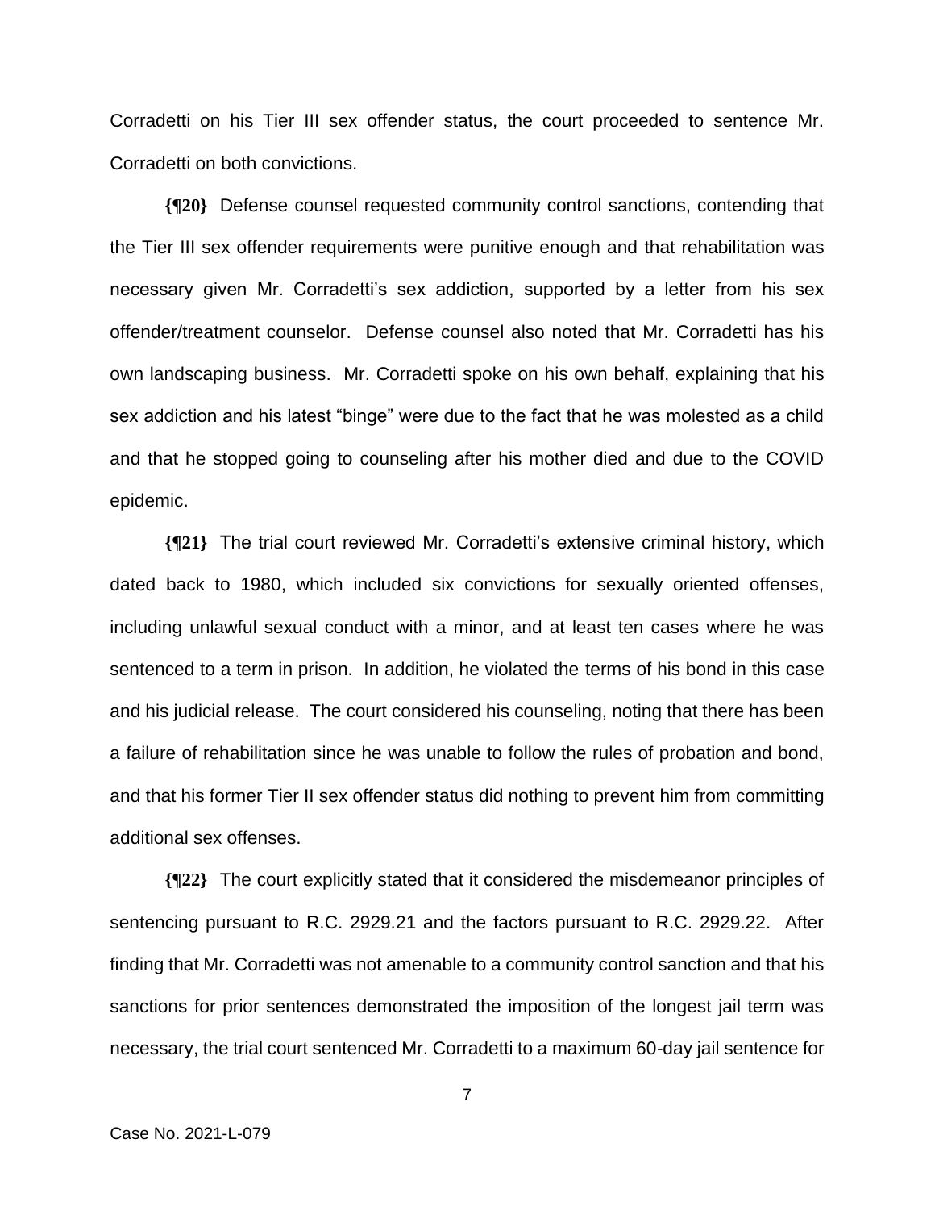Corradetti on his Tier III sex offender status, the court proceeded to sentence Mr. Corradetti on both convictions.

**{¶20}** Defense counsel requested community control sanctions, contending that the Tier III sex offender requirements were punitive enough and that rehabilitation was necessary given Mr. Corradetti's sex addiction, supported by a letter from his sex offender/treatment counselor. Defense counsel also noted that Mr. Corradetti has his own landscaping business. Mr. Corradetti spoke on his own behalf, explaining that his sex addiction and his latest "binge" were due to the fact that he was molested as a child and that he stopped going to counseling after his mother died and due to the COVID epidemic.

**{¶21}** The trial court reviewed Mr. Corradetti's extensive criminal history, which dated back to 1980, which included six convictions for sexually oriented offenses, including unlawful sexual conduct with a minor, and at least ten cases where he was sentenced to a term in prison. In addition, he violated the terms of his bond in this case and his judicial release. The court considered his counseling, noting that there has been a failure of rehabilitation since he was unable to follow the rules of probation and bond, and that his former Tier II sex offender status did nothing to prevent him from committing additional sex offenses.

**{¶22}** The court explicitly stated that it considered the misdemeanor principles of sentencing pursuant to R.C. 2929.21 and the factors pursuant to R.C. 2929.22. After finding that Mr. Corradetti was not amenable to a community control sanction and that his sanctions for prior sentences demonstrated the imposition of the longest jail term was necessary, the trial court sentenced Mr. Corradetti to a maximum 60-day jail sentence for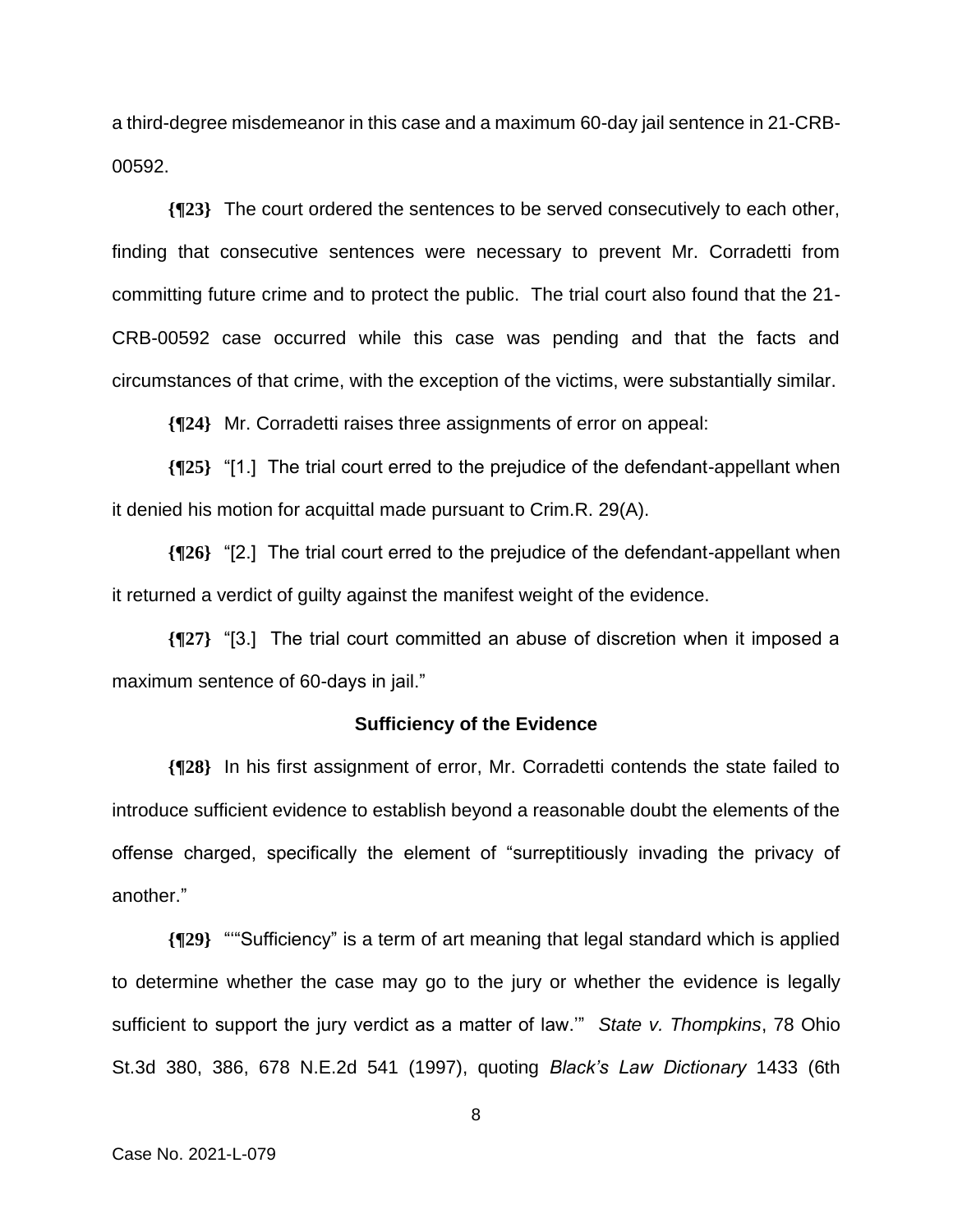a third-degree misdemeanor in this case and a maximum 60-day jail sentence in 21-CRB-00592.

**{¶23}** The court ordered the sentences to be served consecutively to each other, finding that consecutive sentences were necessary to prevent Mr. Corradetti from committing future crime and to protect the public. The trial court also found that the 21-CRB-00592 case occurred while this case was pending and that the facts and circumstances of that crime, with the exception of the victims, were substantially similar.

**{¶24}** Mr. Corradetti raises three assignments of error on appeal:

**{¶25}** "[1.] The trial court erred to the prejudice of the defendant-appellant when it denied his motion for acquittal made pursuant to Crim.R. 29(A).

**{¶26}** "[2.] The trial court erred to the prejudice of the defendant-appellant when it returned a verdict of guilty against the manifest weight of the evidence.

**{¶27}** "[3.] The trial court committed an abuse of discretion when it imposed a maximum sentence of 60-days in jail."

**Sufficiency of the Evidence**

**{¶28}** In his first assignment of error, Mr. Corradetti contends the state failed to introduce sufficient evidence to establish beyond a reasonable doubt the elements of the offense charged, specifically the element of "surreptitiously invading the privacy of another."

**{¶29}** ""Sufficiency" is a term of art meaning that legal standard which is applied to determine whether the case may go to the jury or whether the evidence is legally sufficient to support the jury verdict as a matter of law.'" *State v. Thompkins*, 78 Ohio St.3d 380, 386, 678 N.E.2d 541 (1997), quoting *Black's Law Dictionary* 1433 (6th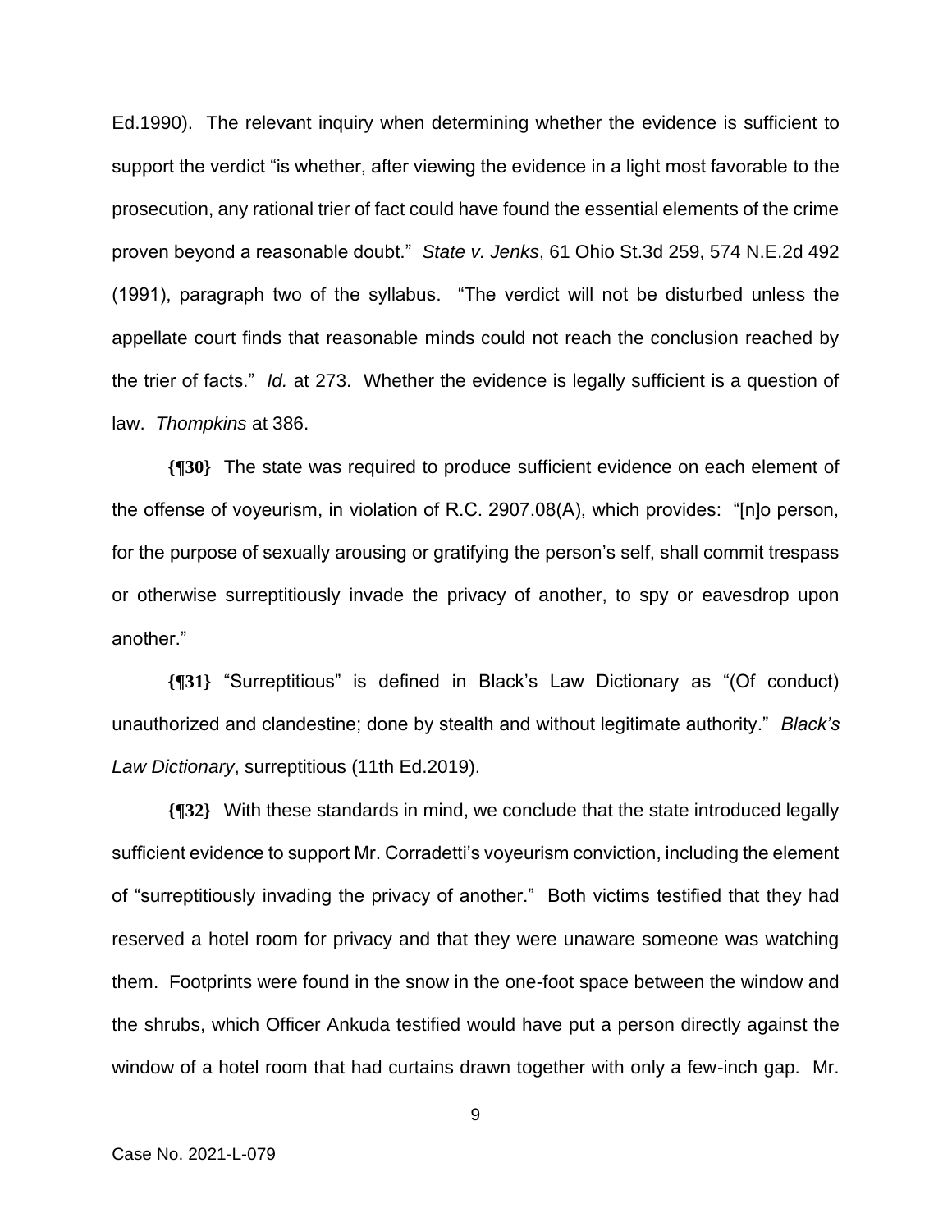Ed.1990). The relevant inquiry when determining whether the evidence is sufficient to support the verdict "is whether, after viewing the evidence in a light most favorable to the prosecution, any rational trier of fact could have found the essential elements of the crime proven beyond a reasonable doubt." *State v. Jenks*, 61 Ohio St.3d 259, 574 N.E.2d 492 (1991), paragraph two of the syllabus. "The verdict will not be disturbed unless the appellate court finds that reasonable minds could not reach the conclusion reached by the trier of facts." *Id.* at 273. Whether the evidence is legally sufficient is a question of law. *Thompkins* at 386.

**{¶30}** The state was required to produce sufficient evidence on each element of the offense of voyeurism, in violation of R.C. 2907.08(A), which provides: "[n]o person, for the purpose of sexually arousing or gratifying the person's self, shall commit trespass or otherwise surreptitiously invade the privacy of another, to spy or eavesdrop upon another."

**{¶31}** "Surreptitious" is defined in Black's Law Dictionary as "(Of conduct) unauthorized and clandestine; done by stealth and without legitimate authority." *Black's Law Dictionary*, surreptitious (11th Ed.2019).

**{¶32}** With these standards in mind, we conclude that the state introduced legally sufficient evidence to support Mr. Corradetti's voyeurism conviction, including the element of "surreptitiously invading the privacy of another." Both victims testified that they had reserved a hotel room for privacy and that they were unaware someone was watching them. Footprints were found in the snow in the one-foot space between the window and the shrubs, which Officer Ankuda testified would have put a person directly against the window of a hotel room that had curtains drawn together with only a few-inch gap. Mr.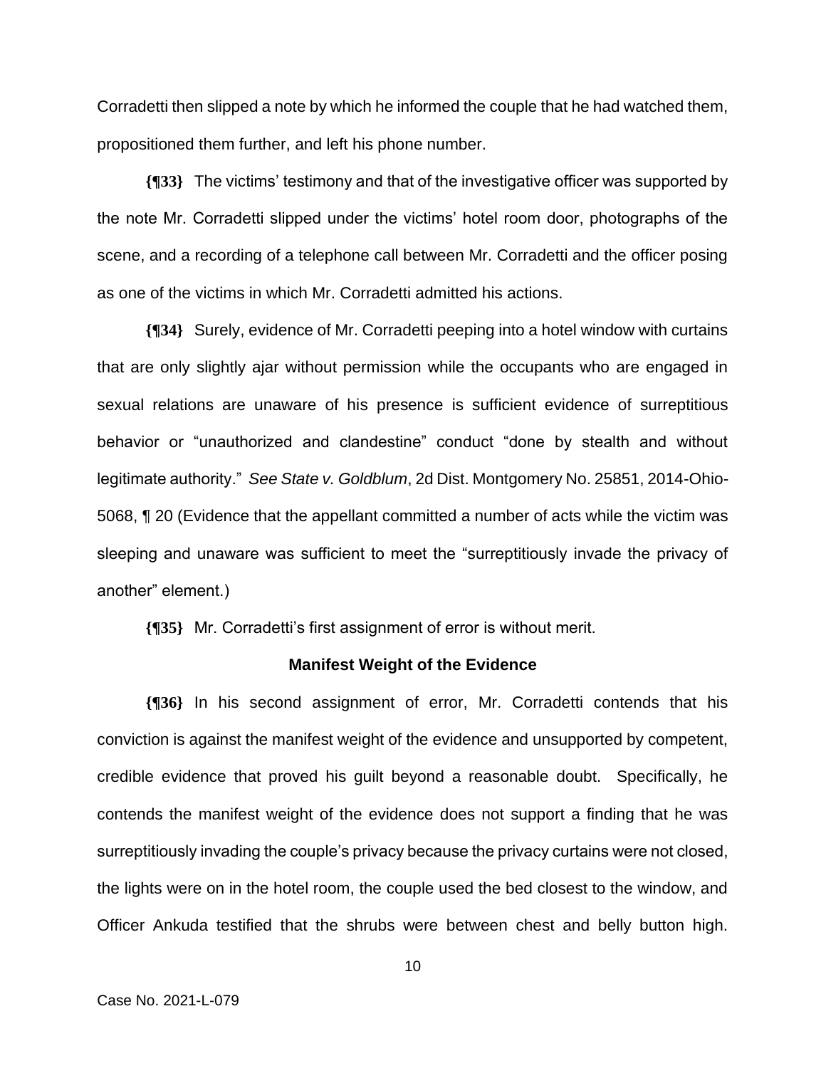Corradetti then slipped a note by which he informed the couple that he had watched them, propositioned them further, and left his phone number.

**{¶33}** The victims' testimony and that of the investigative officer was supported by the note Mr. Corradetti slipped under the victims' hotel room door, photographs of the scene, and a recording of a telephone call between Mr. Corradetti and the officer posing as one of the victims in which Mr. Corradetti admitted his actions.

**{¶34}** Surely, evidence of Mr. Corradetti peeping into a hotel window with curtains that are only slightly ajar without permission while the occupants who are engaged in sexual relations are unaware of his presence is sufficient evidence of surreptitious behavior or "unauthorized and clandestine" conduct "done by stealth and without legitimate authority." *See State v. Goldblum*, 2d Dist. Montgomery No. 25851, 2014-Ohio-5068, ¶ 20 (Evidence that the appellant committed a number of acts while the victim was sleeping and unaware was sufficient to meet the "surreptitiously invade the privacy of another" element.)

**{¶35}** Mr. Corradetti's first assignment of error is without merit.

### Manifest Weight of the Evidence

**{¶36}** In his second assignment of error, Mr. Corradetti contends that his conviction is against the manifest weight of the evidence and unsupported by competent, credible evidence that proved his guilt beyond a reasonable doubt. Specifically, he contends the manifest weight of the evidence does not support a finding that he was surreptitiously invading the couple's privacy because the privacy curtains were not closed, the lights were on in the hotel room, the couple used the bed closest to the window, and Officer Ankuda testified that the shrubs were between chest and belly button high.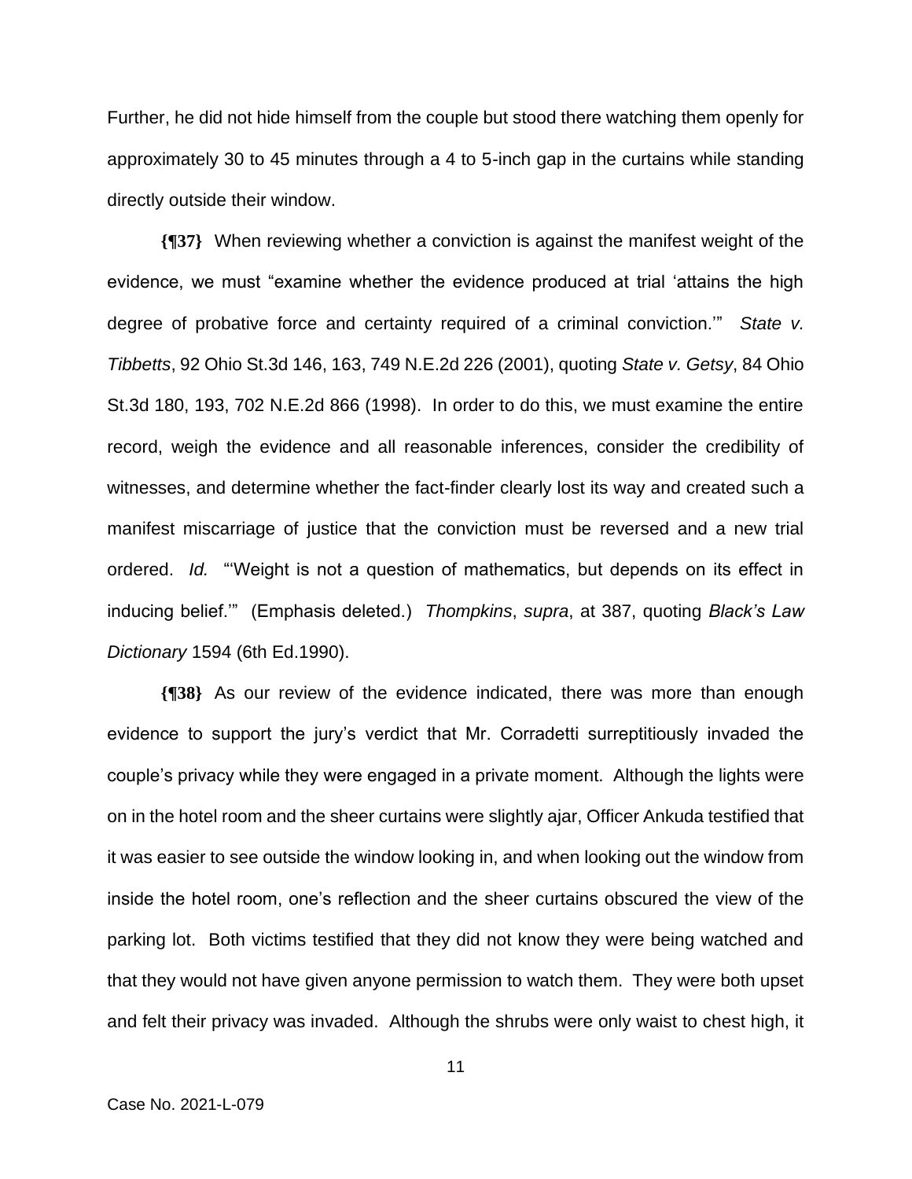Further, he did not hide himself from the couple but stood there watching them openly for approximately 30 to 45 minutes through a 4 to 5-inch gap in the curtains while standing directly outside their window.

**{¶37}** When reviewing whether a conviction is against the manifest weight of the evidence, we must "examine whether the evidence produced at trial 'attains the high degree of probative force and certainty required of a criminal conviction.'" *State v. Tibbetts*, 92 Ohio St.3d 146, 163, 749 N.E.2d 226 (2001), quoting *State v. Getsy*, 84 Ohio St.3d 180, 193, 702 N.E.2d 866 (1998). In order to do this, we must examine the entire record, weigh the evidence and all reasonable inferences, consider the credibility of witnesses, and determine whether the fact-finder clearly lost its way and created such a manifest miscarriage of justice that the conviction must be reversed and a new trial ordered. *Id.* "'Weight is not a question of mathematics, but depends on its effect in inducing belief.'" (Emphasis deleted.) *Thompkins*, *supra*, at 387, quoting *Black's Law Dictionary* 1594 (6th Ed.1990).

**{¶38}** As our review of the evidence indicated, there was more than enough evidence to support the jury's verdict that Mr. Corradetti surreptitiously invaded the couple's privacy while they were engaged in a private moment. Although the lights were on in the hotel room and the sheer curtains were slightly ajar, Officer Ankuda testified that it was easier to see outside the window looking in, and when looking out the window from inside the hotel room, one's reflection and the sheer curtains obscured the view of the parking lot. Both victims testified that they did not know they were being watched and that they would not have given anyone permission to watch them. They were both upset and felt their privacy was invaded. Although the shrubs were only waist to chest high, it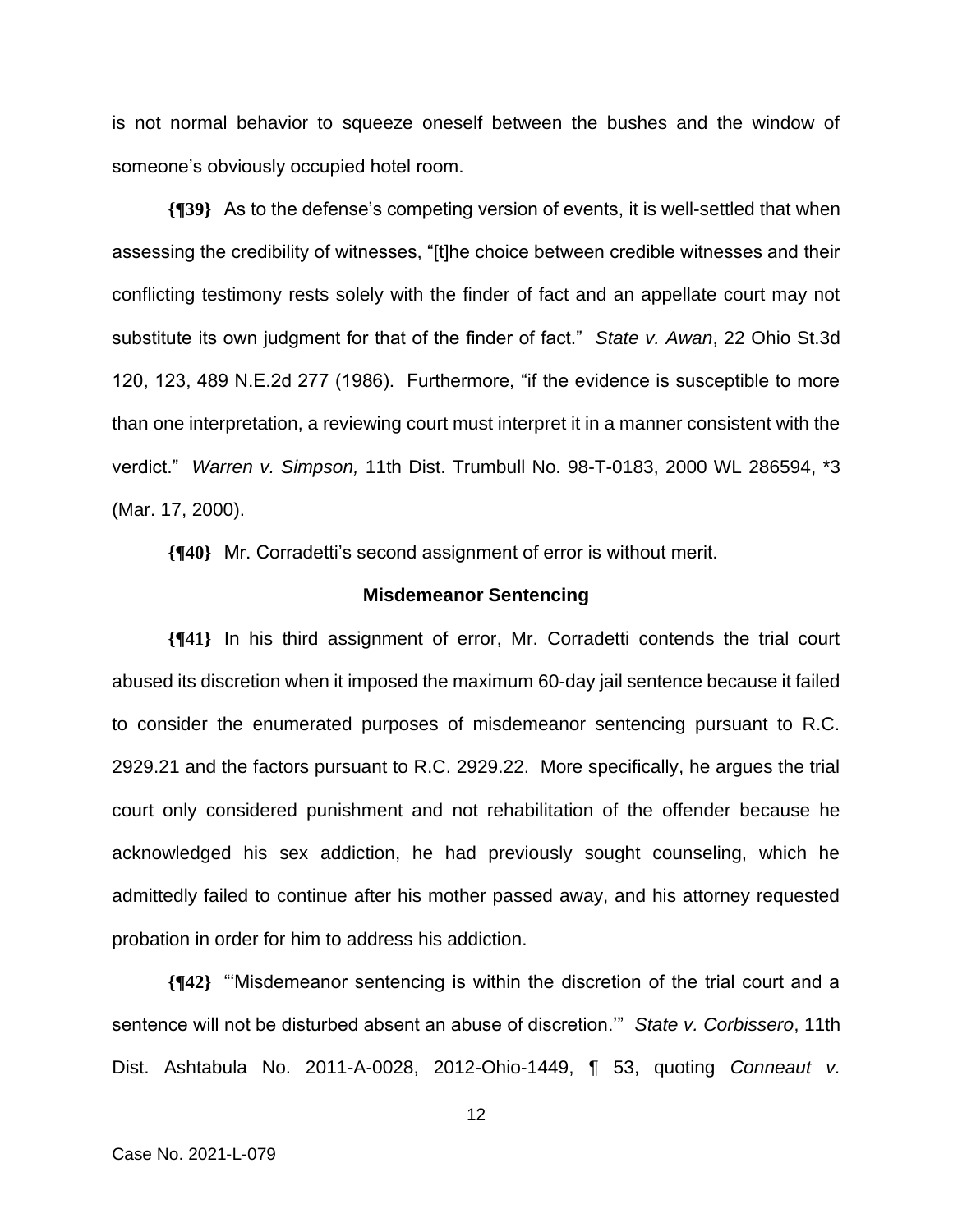is not normal behavior to squeeze oneself between the bushes and the window of someone's obviously occupied hotel room.

**{¶39}** As to the defense's competing version of events, it is well-settled that when assessing the credibility of witnesses, "[t]he choice between credible witnesses and their conflicting testimony rests solely with the finder of fact and an appellate court may not substitute its own judgment for that of the finder of fact." *State v. Awan*, 22 Ohio St.3d 120, 123, 489 N.E.2d 277 (1986). Furthermore, "if the evidence is susceptible to more than one interpretation, a reviewing court must interpret it in a manner consistent with the verdict." *Warren v. Simpson,* 11th Dist. Trumbull No. 98-T-0183, 2000 WL 286594, *3 (Mar. 17, 2000).

**{¶40}** Mr. Corradetti's second assignment of error is without merit.

### Misdemeanor Sentencing

**{¶41}** In his third assignment of error, Mr. Corradetti contends the trial court abused its discretion when it imposed the maximum 60-day jail sentence because it failed to consider the enumerated purposes of misdemeanor sentencing pursuant to R.C. 2929.21 and the factors pursuant to R.C. 2929.22. More specifically, he argues the trial court only considered punishment and not rehabilitation of the offender because he acknowledged his sex addiction, he had previously sought counseling, which he admittedly failed to continue after his mother passed away, and his attorney requested probation in order for him to address his addiction.

**{¶42}** "'Misdemeanor sentencing is within the discretion of the trial court and a sentence will not be disturbed absent an abuse of discretion.'" *State v. Corbissero*, 11th Dist. Ashtabula No. 2011-A-0028, 2012-Ohio-1449, ¶ 53, quoting *Conneaut v.*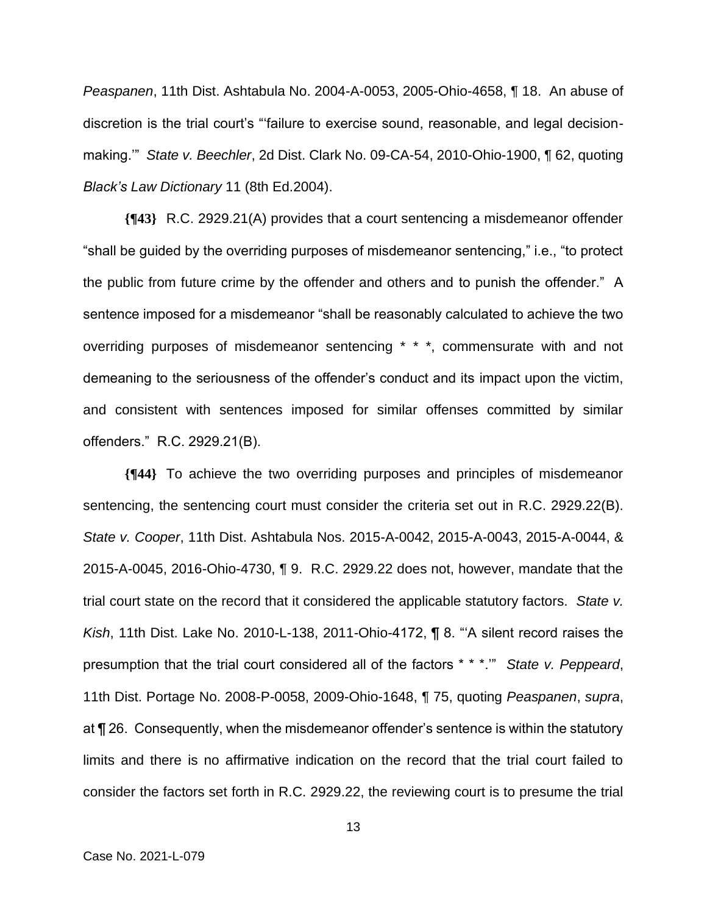*Peaspanen*, 11th Dist. Ashtabula No. 2004-A-0053, 2005-Ohio-4658, ¶ 18. An abuse of discretion is the trial court's "'failure to exercise sound, reasonable, and legal decision-making.'" *State v. Beechler*, 2d Dist. Clark No. 09-CA-54, 2010-Ohio-1900, ¶ 62, quoting *Black's Law Dictionary* 11 (8th Ed.2004).

**{¶43}** R.C. 2929.21(A) provides that a court sentencing a misdemeanor offender "shall be guided by the overriding purposes of misdemeanor sentencing," i.e., "to protect the public from future crime by the offender and others and to punish the offender." A sentence imposed for a misdemeanor "shall be reasonably calculated to achieve the two overriding purposes of misdemeanor sentencing * * *, commensurate with and not demeaning to the seriousness of the offender's conduct and its impact upon the victim, and consistent with sentences imposed for similar offenses committed by similar offenders." R.C. 2929.21(B).

**{¶44}** To achieve the two overriding purposes and principles of misdemeanor sentencing, the sentencing court must consider the criteria set out in R.C. 2929.22(B). *State v. Cooper*, 11th Dist. Ashtabula Nos. 2015-A-0042, 2015-A-0043, 2015-A-0044, & 2015-A-0045, 2016-Ohio-4730, ¶ 9. R.C. 2929.22 does not, however, mandate that the trial court state on the record that it considered the applicable statutory factors. *State v. Kish*, 11th Dist. Lake No. 2010-L-138, 2011-Ohio-4172, ¶ 8. "'A silent record raises the presumption that the trial court considered all of the factors * * *.'" *State v. Peppeard*, 11th Dist. Portage No. 2008-P-0058, 2009-Ohio-1648, ¶ 75, quoting *Peaspanen*, *supra*, at ¶ 26. Consequently, when the misdemeanor offender's sentence is within the statutory limits and there is no affirmative indication on the record that the trial court failed to consider the factors set forth in R.C. 2929.22, the reviewing court is to presume the trial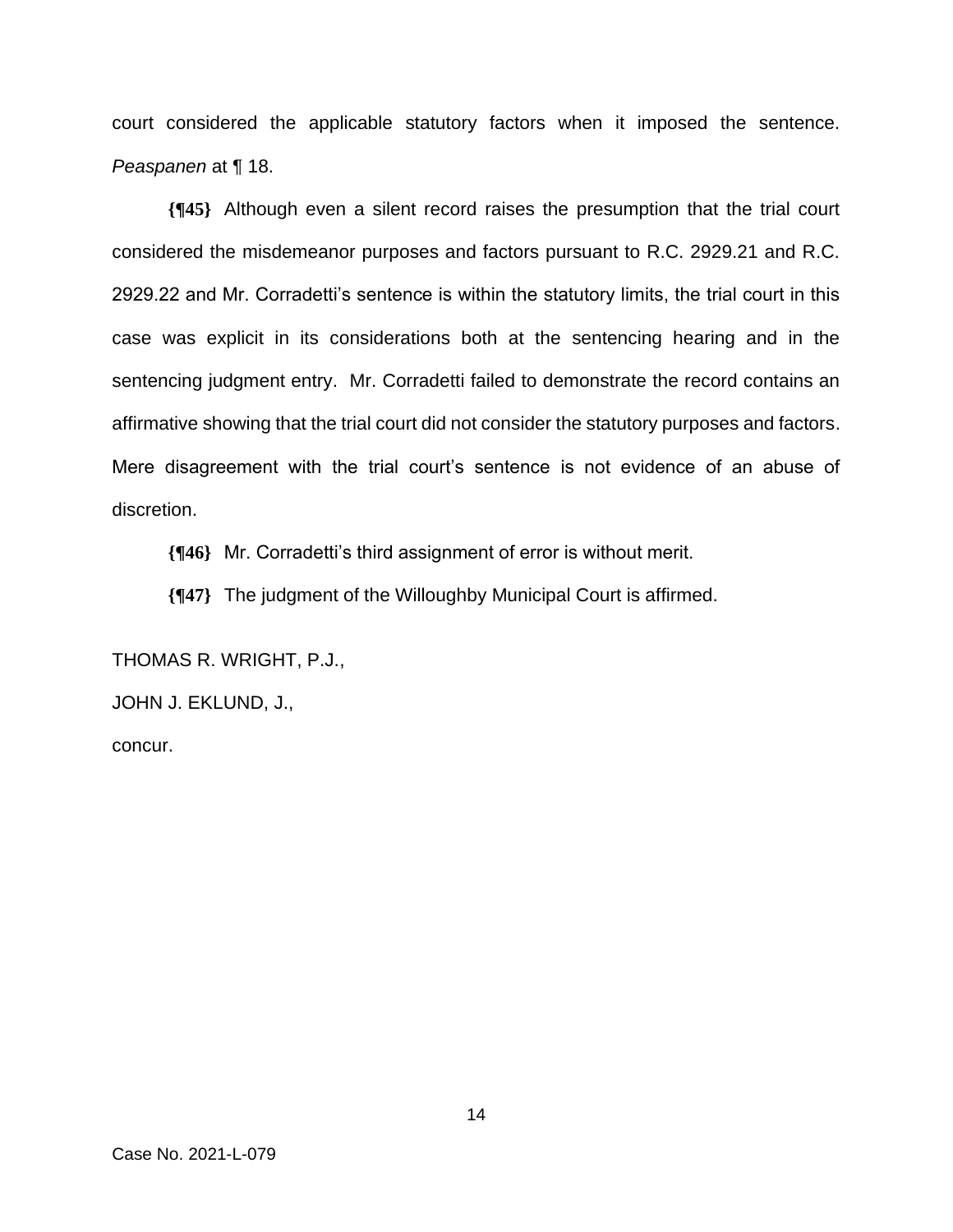court considered the applicable statutory factors when it imposed the sentence. *Peaspanen* at ¶ 18.

**{¶45}** Although even a silent record raises the presumption that the trial court considered the misdemeanor purposes and factors pursuant to R.C. 2929.21 and R.C. 2929.22 and Mr. Corradetti's sentence is within the statutory limits, the trial court in this case was explicit in its considerations both at the sentencing hearing and in the sentencing judgment entry. Mr. Corradetti failed to demonstrate the record contains an affirmative showing that the trial court did not consider the statutory purposes and factors. Mere disagreement with the trial court's sentence is not evidence of an abuse of discretion.

**{¶46}** Mr. Corradetti's third assignment of error is without merit.

**{¶47}** The judgment of the Willoughby Municipal Court is affirmed.

THOMAS R. WRIGHT, P.J.,

JOHN J. EKLUND, J.,

concur.